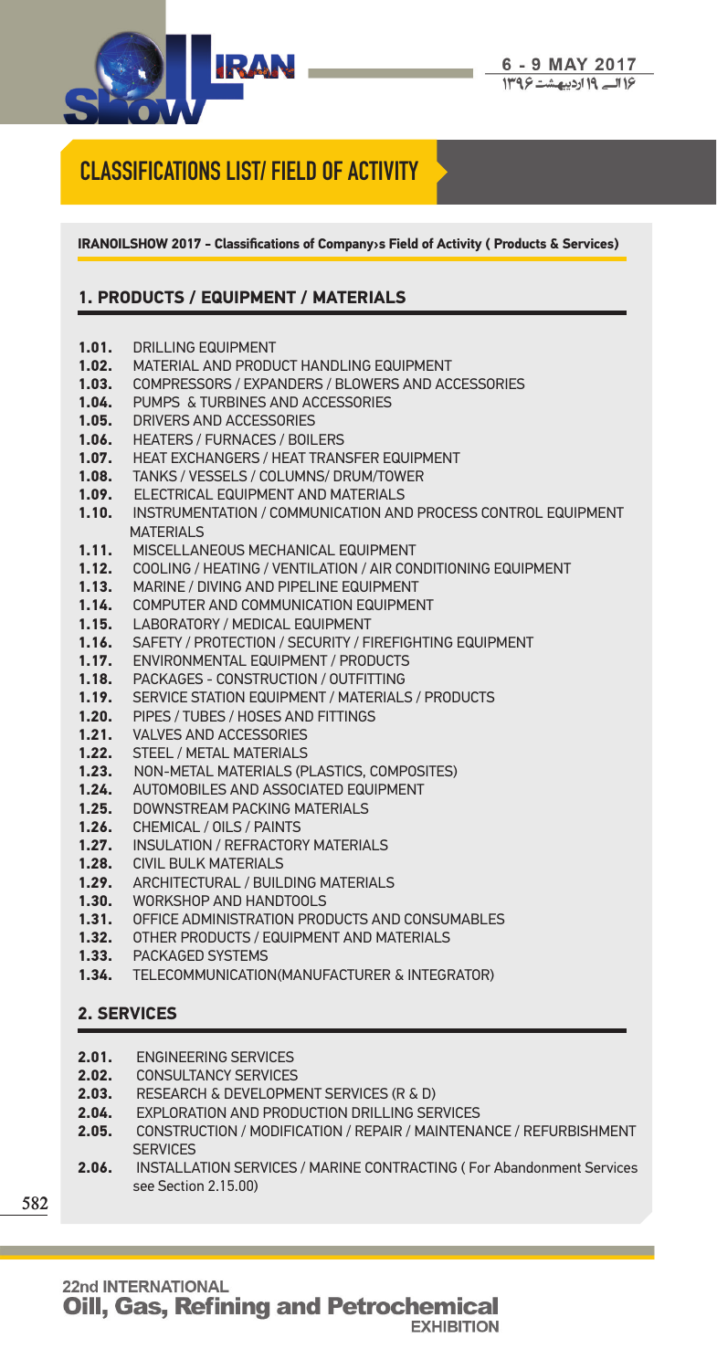# CLASSIFICATIONS LIST/ FIELD OF ACTIVITY

**IRANOILSHOW 2017 - Classifications of Company›s Field of Activity ( Products & Services)**

## 1. PRODUCTS / EQUIPMENT / MATERIALS

- **1.01.** DRILLING EQUIPMENT
- **1.02.** MATERIAL AND PRODUCT HANDLING EQUIPMENT
- **1.03.** COMPRESSORS / EXPANDERS / BLOWERS AND ACCESSORIES
- **1.04.** PUMPS & TURBINES AND ACCESSORIES
- **1.05.** DRIVERS AND ACCESSORIES
- **1.06.** HEATERS / FURNACES / BOILERS
- **1.07.** HEAT EXCHANGERS / HEAT TRANSFER EQUIPMENT
- **1.08.** TANKS / VESSELS / COLUMNS/ DRUM/TOWER
- **1.09.** ELECTRICAL EQUIPMENT AND MATERIALS
- **1.10.** INSTRUMENTATION / COMMUNICATION AND PROCESS CONTROL EQUIPMENT MATERIALS
- **1.11.** MISCELLANEOUS MECHANICAL EQUIPMENT
- **1.12.** COOLING / HEATING / VENTILATION / AIR CONDITIONING EQUIPMENT
- **1.13.** MARINE / DIVING AND PIPELINE EQUIPMENT
- **1.14.** COMPUTER AND COMMUNICATION EQUIPMENT
- **1.15.** LABORATORY / MEDICAL EQUIPMENT
- **1.16.** SAFETY / PROTECTION / SECURITY / FIREFIGHTING EQUIPMENT
- **1.17.** ENVIRONMENTAL EQUIPMENT / PRODUCTS
- **1.18.** PACKAGES - CONSTRUCTION / OUTFITTING
- **1.19.** SERVICE STATION EQUIPMENT / MATERIALS / PRODUCTS
- **1.20.** PIPES / TUBES / HOSES AND FITTINGS
- **1.21.** VALVES AND ACCESSORIES
- **1.22.** STEEL / METAL MATERIALS
- **1.23.** NON-METAL MATERIALS (PLASTICS, COMPOSITES)
- **1.24.** AUTOMOBILES AND ASSOCIATED EQUIPMENT
- **1.25.** DOWNSTREAM PACKING MATERIALS
- **1.26.** CHEMICAL / OILS / PAINTS
- **1.27.** INSULATION / REFRACTORY MATERIALS
- **1.28.** CIVIL BULK MATERIALS
- **1.29.** ARCHITECTURAL / BUILDING MATERIALS
- **1.30.** WORKSHOP AND HANDTOOLS
- **1.31.** OFFICE ADMINISTRATION PRODUCTS AND CONSUMABLES
- **1.32.** OTHER PRODUCTS / EQUIPMENT AND MATERIALS
- **1.33.** PACKAGED SYSTEMS
- **1.34.** TELECOMMUNICATION(MANUFACTURER & INTEGRATOR)

## 2. SERVICES

- **2.01.** ENGINEERING SERVICES
- **2.02.** CONSULTANCY SERVICES
- **2.03.** RESEARCH & DEVELOPMENT SERVICES (R & D)
- **2.04.** EXPLORATION AND PRODUCTION DRILLING SERVICES
- **2.05.** CONSTRUCTION / MODIFICATION / REPAIR / MAINTENANCE / REFURBISHMENT SERVICES
- **2.06.** INSTALLATION SERVICES / MARINE CONTRACTING ( For Abandonment Services see Section 2.15.00)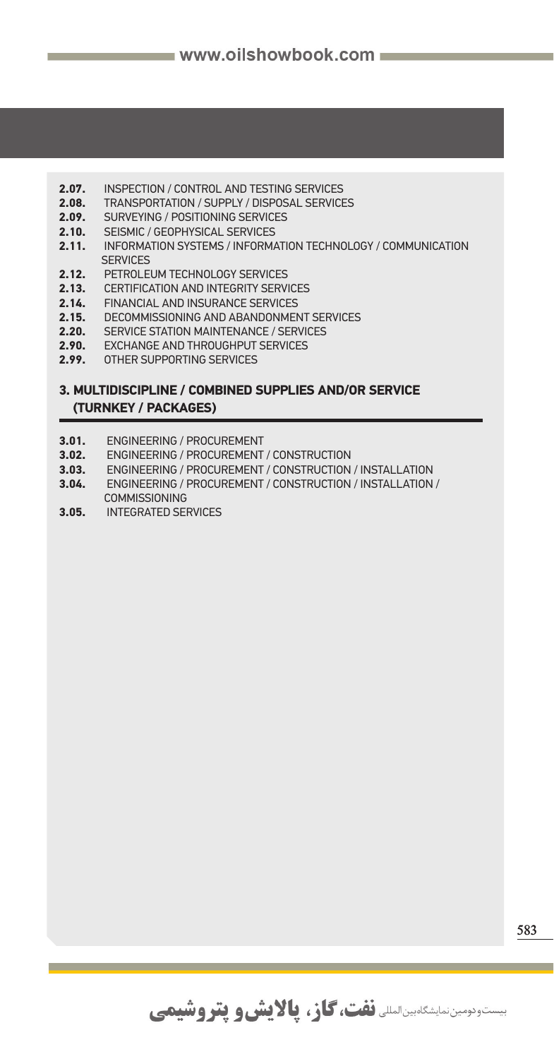- **2.07.** INSPECTION / CONTROL AND TESTING SERVICES
- **2.08.** TRANSPORTATION / SUPPLY / DISPOSAL SERVICES
- **2.09.** SURVEYING / POSITIONING SERVICES
- **2.10.** SEISMIC / GEOPHYSICAL SERVICES
- **2.11.** INFORMATION SYSTEMS / INFORMATION TECHNOLOGY / COMMUNICATION SERVICES
- **2.12.** PETROLEUM TECHNOLOGY SERVICES
- **2.13.** CERTIFICATION AND INTEGRITY SERVICES
- **2.14.** FINANCIAL AND INSURANCE SERVICES
- **2.15.** DECOMMISSIONING AND ABANDONMENT SERVICES
- **2.20.** SERVICE STATION MAINTENANCE / SERVICES
- **2.90.** EXCHANGE AND THROUGHPUT SERVICES
- **2.99.** OTHER SUPPORTING SERVICES

## 3. MULTIDISCIPLINE / COMBINED SUPPLIES AND/OR SERVICE (TURNKEY / PACKAGES)

- **3.01.** ENGINEERING / PROCUREMENT
- **3.02.** ENGINEERING / PROCUREMENT / CONSTRUCTION
- **3.03.** ENGINEERING / PROCUREMENT / CONSTRUCTION / INSTALLATION
- **3.04.** ENGINEERING / PROCUREMENT / CONSTRUCTION / INSTALLATION / COMMISSIONING
- **3.05.** INTEGRATED SERVICES